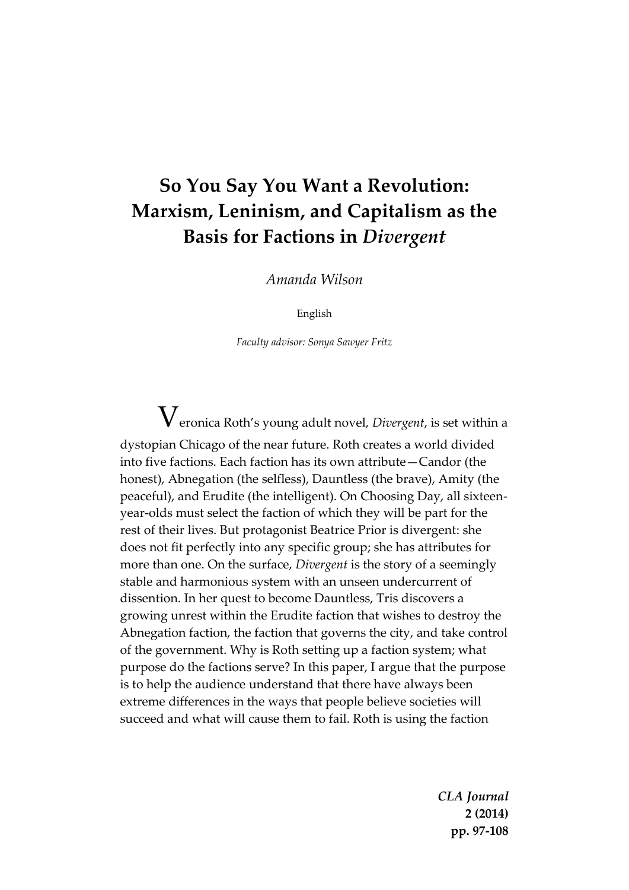# So You Say You Want a Revolution: Marxism, Leninism, and Capitalism as the Basis for Factions in *Divergent*

*Amanda Wilson*

English

*Faculty advisor: Sonya Sawyer Fritz*

Veronica Roth's young adult novel, *Divergent*, is set within a dystopian Chicago of the near future. Roth creates a world divided into five factions. Each faction has its own attribute—Candor (the honest), Abnegation (the selfless), Dauntless (the brave), Amity (the peaceful), and Erudite (the intelligent). On Choosing Day, all sixteen-year-olds must select the faction of which they will be part for the rest of their lives. But protagonist Beatrice Prior is divergent: she does not fit perfectly into any specific group; she has attributes for more than one. On the surface, *Divergent* is the story of a seemingly stable and harmonious system with an unseen undercurrent of dissention. In her quest to become Dauntless, Tris discovers a growing unrest within the Erudite faction that wishes to destroy the Abnegation faction, the faction that governs the city, and take control of the government. Why is Roth setting up a faction system; what purpose do the factions serve? In this paper, I argue that the purpose is to help the audience understand that there have always been extreme differences in the ways that people believe societies will succeed and what will cause them to fail. Roth is using the faction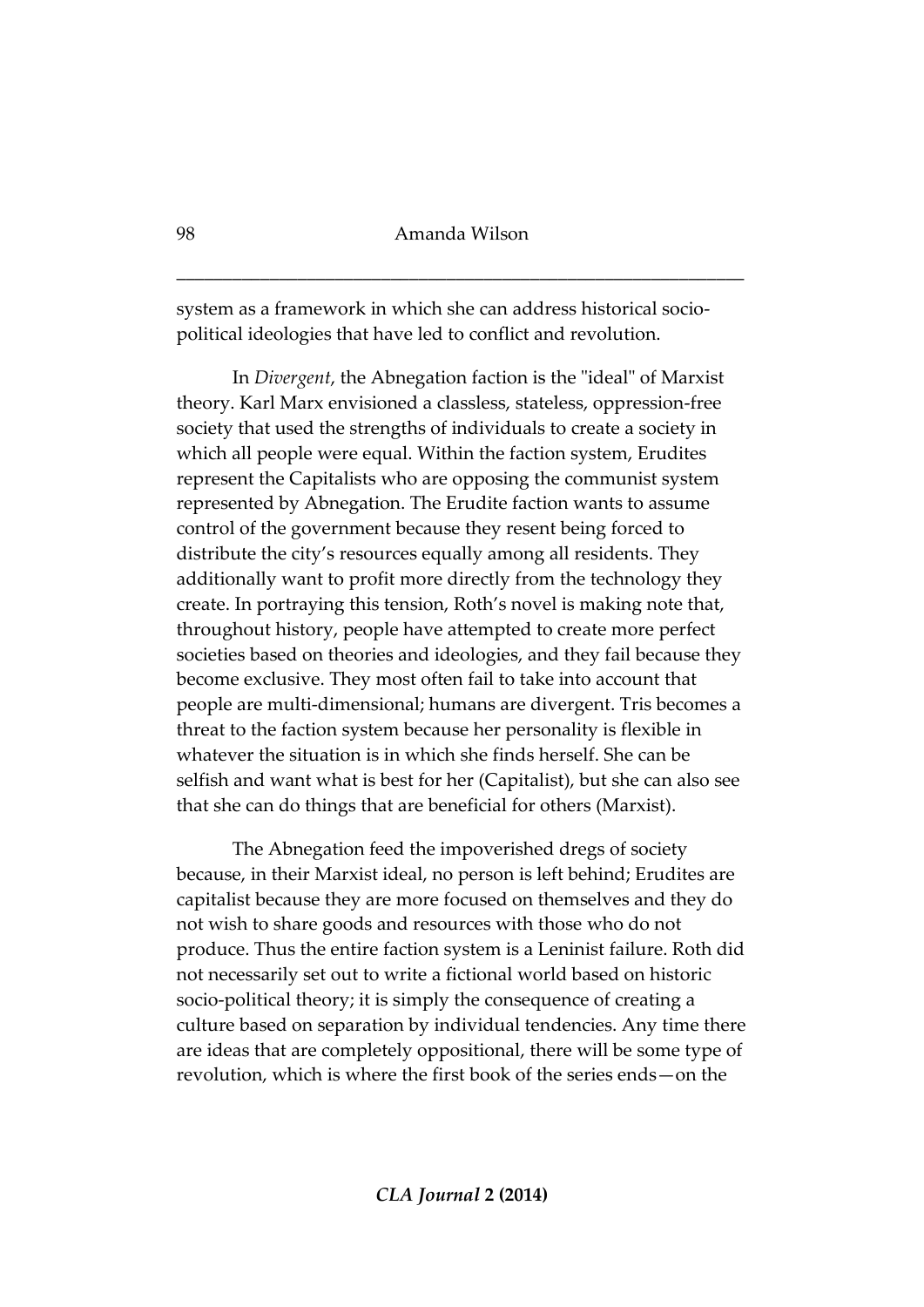system as a framework in which she can address historical socio-political ideologies that have led to conflict and revolution.

In *Divergent*, the Abnegation faction is the "ideal" of Marxist theory. Karl Marx envisioned a classless, stateless, oppression-free society that used the strengths of individuals to create a society in which all people were equal. Within the faction system, Erudites represent the Capitalists who are opposing the communist system represented by Abnegation. The Erudite faction wants to assume control of the government because they resent being forced to distribute the city's resources equally among all residents. They additionally want to profit more directly from the technology they create. In portraying this tension, Roth's novel is making note that, throughout history, people have attempted to create more perfect societies based on theories and ideologies, and they fail because they become exclusive. They most often fail to take into account that people are multi-dimensional; humans are divergent. Tris becomes a threat to the faction system because her personality is flexible in whatever the situation is in which she finds herself. She can be selfish and want what is best for her (Capitalist), but she can also see that she can do things that are beneficial for others (Marxist).

The Abnegation feed the impoverished dregs of society because, in their Marxist ideal, no person is left behind; Erudites are capitalist because they are more focused on themselves and they do not wish to share goods and resources with those who do not produce. Thus the entire faction system is a Leninist failure. Roth did not necessarily set out to write a fictional world based on historic socio-political theory; it is simply the consequence of creating a culture based on separation by individual tendencies. Any time there are ideas that are completely oppositional, there will be some type of revolution, which is where the first book of the series ends—on the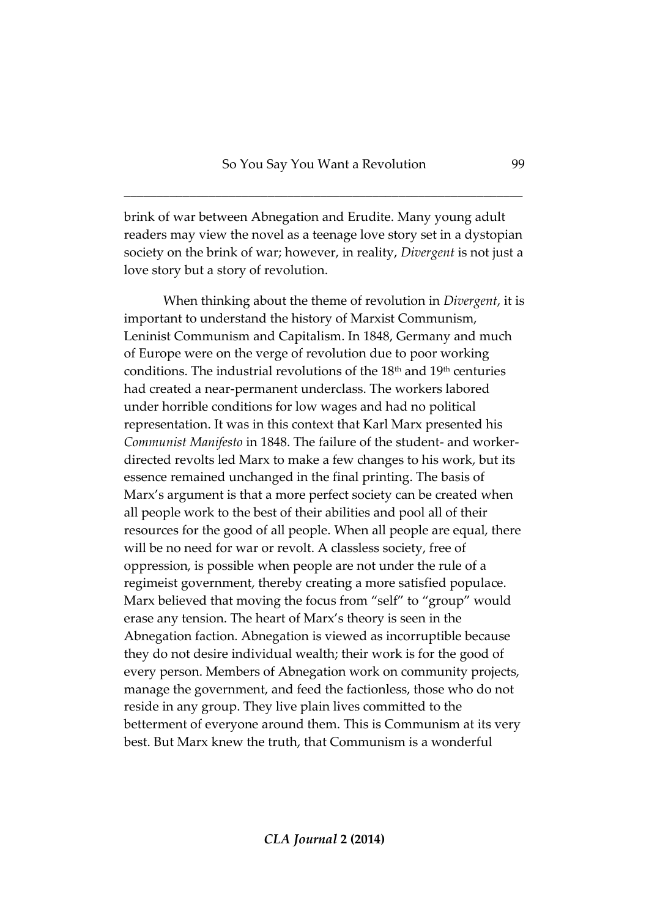brink of war between Abnegation and Erudite. Many young adult readers may view the novel as a teenage love story set in a dystopian society on the brink of war; however, in reality, *Divergent* is not just a love story but a story of revolution.

When thinking about the theme of revolution in *Divergent*, it is important to understand the history of Marxist Communism, Leninist Communism and Capitalism. In 1848, Germany and much of Europe were on the verge of revolution due to poor working conditions. The industrial revolutions of the 18th and 19th centuries had created a near-permanent underclass. The workers labored under horrible conditions for low wages and had no political representation. It was in this context that Karl Marx presented his *Communist Manifesto* in 1848. The failure of the student- and worker-directed revolts led Marx to make a few changes to his work, but its essence remained unchanged in the final printing. The basis of Marx's argument is that a more perfect society can be created when all people work to the best of their abilities and pool all of their resources for the good of all people. When all people are equal, there will be no need for war or revolt. A classless society, free of oppression, is possible when people are not under the rule of a regimeist government, thereby creating a more satisfied populace. Marx believed that moving the focus from "self" to "group" would erase any tension. The heart of Marx's theory is seen in the Abnegation faction. Abnegation is viewed as incorruptible because they do not desire individual wealth; their work is for the good of every person. Members of Abnegation work on community projects, manage the government, and feed the factionless, those who do not reside in any group. They live plain lives committed to the betterment of everyone around them. This is Communism at its very best. But Marx knew the truth, that Communism is a wonderful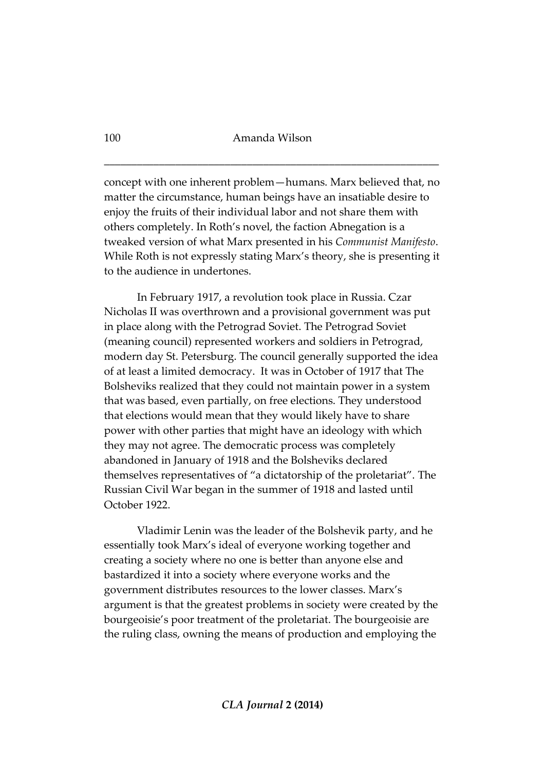concept with one inherent problem—humans. Marx believed that, no matter the circumstance, human beings have an insatiable desire to enjoy the fruits of their individual labor and not share them with others completely. In Roth's novel, the faction Abnegation is a tweaked version of what Marx presented in his *Communist Manifesto*. While Roth is not expressly stating Marx's theory, she is presenting it to the audience in undertones.

In February 1917, a revolution took place in Russia. Czar Nicholas II was overthrown and a provisional government was put in place along with the Petrograd Soviet. The Petrograd Soviet (meaning council) represented workers and soldiers in Petrograd, modern day St. Petersburg. The council generally supported the idea of at least a limited democracy. It was in October of 1917 that The Bolsheviks realized that they could not maintain power in a system that was based, even partially, on free elections. They understood that elections would mean that they would likely have to share power with other parties that might have an ideology with which they may not agree. The democratic process was completely abandoned in January of 1918 and the Bolsheviks declared themselves representatives of "a dictatorship of the proletariat". The Russian Civil War began in the summer of 1918 and lasted until October 1922.

Vladimir Lenin was the leader of the Bolshevik party, and he essentially took Marx's ideal of everyone working together and creating a society where no one is better than anyone else and bastardized it into a society where everyone works and the government distributes resources to the lower classes. Marx's argument is that the greatest problems in society were created by the bourgeoisie's poor treatment of the proletariat. The bourgeoisie are the ruling class, owning the means of production and employing the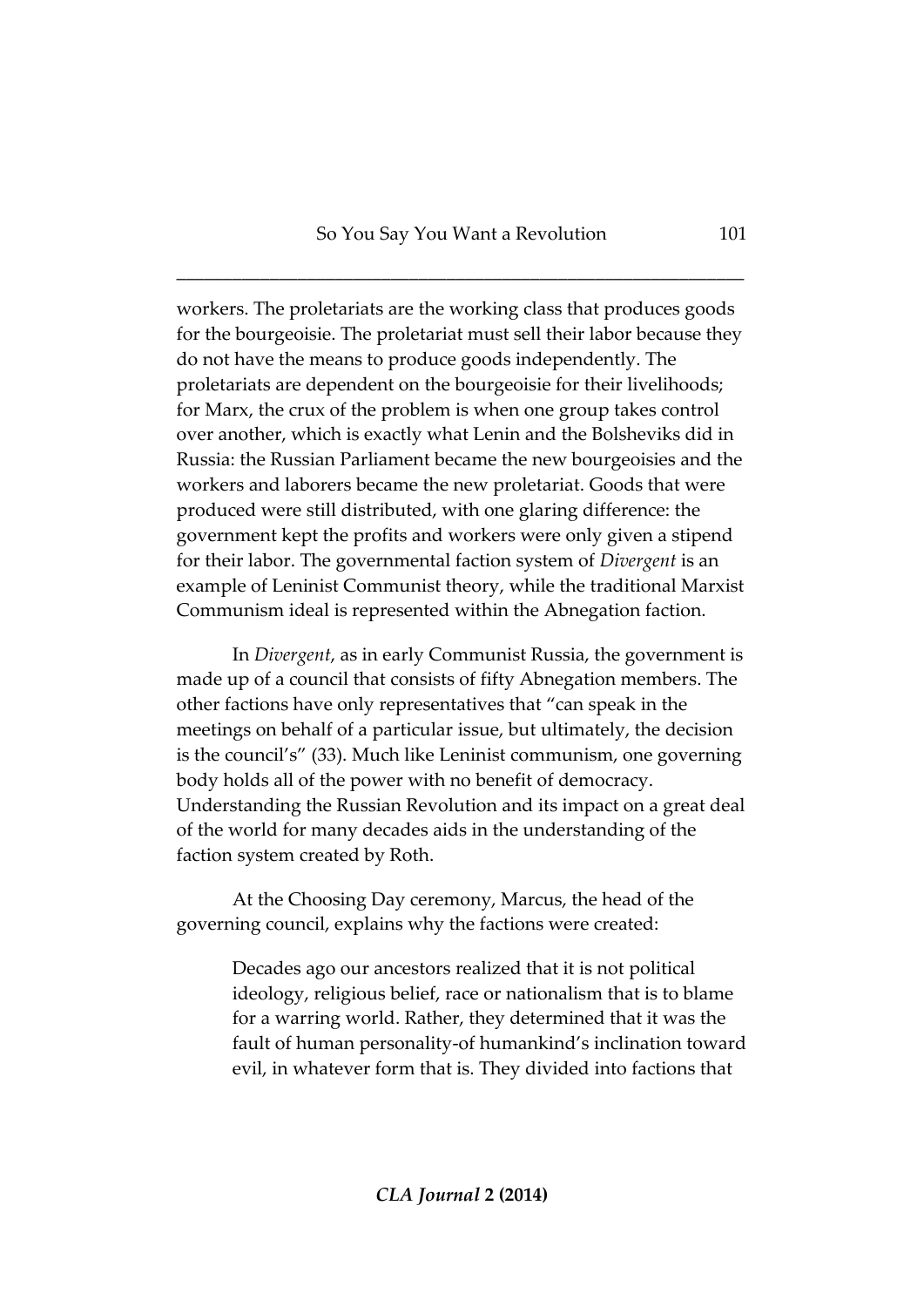workers. The proletariats are the working class that produces goods for the bourgeoisie. The proletariat must sell their labor because they do not have the means to produce goods independently. The proletariats are dependent on the bourgeoisie for their livelihoods; for Marx, the crux of the problem is when one group takes control over another, which is exactly what Lenin and the Bolsheviks did in Russia: the Russian Parliament became the new bourgeoisies and the workers and laborers became the new proletariat. Goods that were produced were still distributed, with one glaring difference: the government kept the profits and workers were only given a stipend for their labor. The governmental faction system of *Divergent* is an example of Leninist Communist theory, while the traditional Marxist Communism ideal is represented within the Abnegation faction.

In *Divergent*, as in early Communist Russia, the government is made up of a council that consists of fifty Abnegation members. The other factions have only representatives that "can speak in the meetings on behalf of a particular issue, but ultimately, the decision is the council's" (33). Much like Leninist communism, one governing body holds all of the power with no benefit of democracy. Understanding the Russian Revolution and its impact on a great deal of the world for many decades aids in the understanding of the faction system created by Roth.

At the Choosing Day ceremony, Marcus, the head of the governing council, explains why the factions were created:

> Decades ago our ancestors realized that it is not political ideology, religious belief, race or nationalism that is to blame for a warring world. Rather, they determined that it was the fault of human personality-of humankind's inclination toward evil, in whatever form that is. They divided into factions that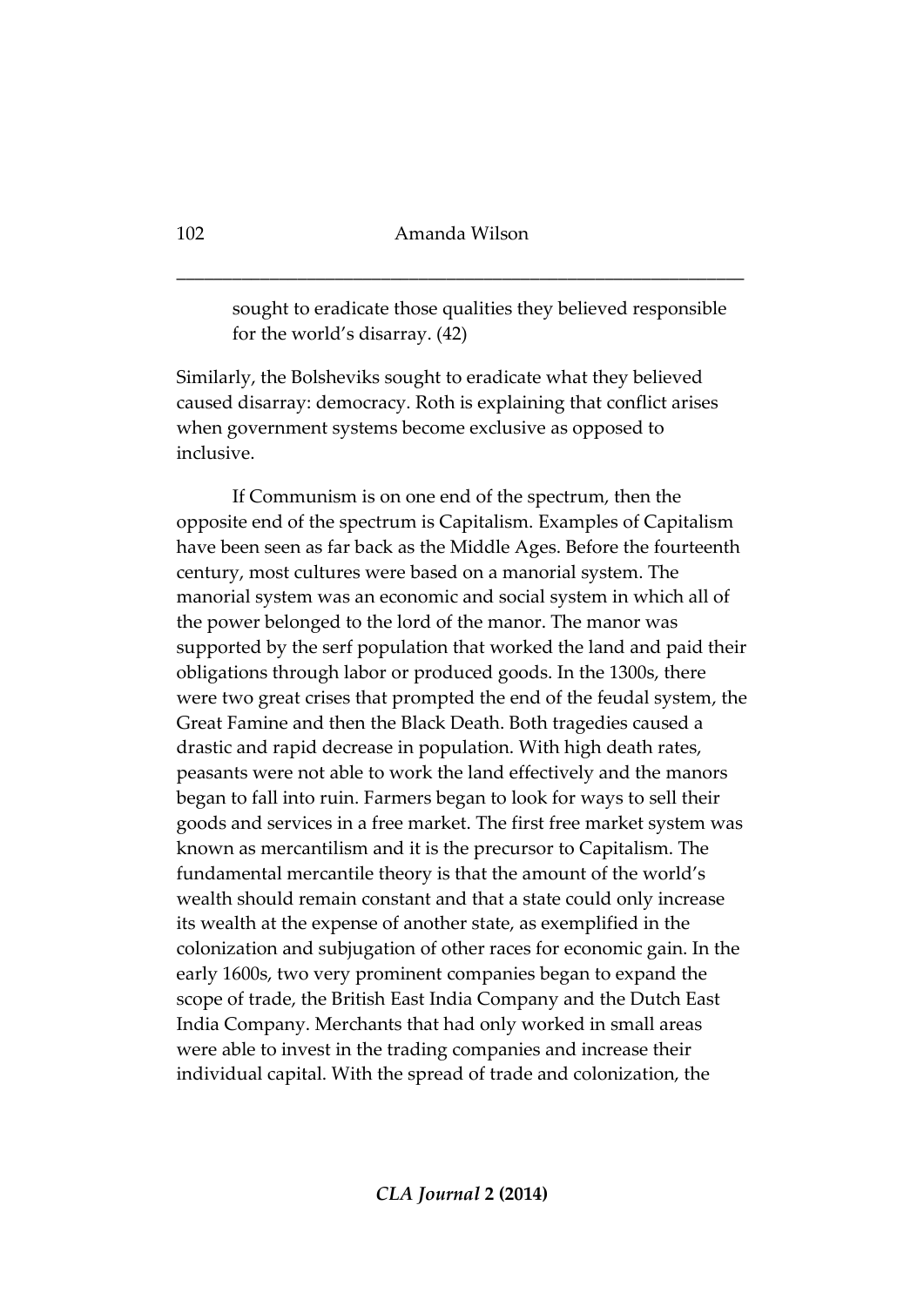> sought to eradicate those qualities they believed responsible for the world's disarray. (42)

Similarly, the Bolsheviks sought to eradicate what they believed caused disarray: democracy. Roth is explaining that conflict arises when government systems become exclusive as opposed to inclusive.

If Communism is on one end of the spectrum, then the opposite end of the spectrum is Capitalism. Examples of Capitalism have been seen as far back as the Middle Ages. Before the fourteenth century, most cultures were based on a manorial system. The manorial system was an economic and social system in which all of the power belonged to the lord of the manor. The manor was supported by the serf population that worked the land and paid their obligations through labor or produced goods. In the 1300s, there were two great crises that prompted the end of the feudal system, the Great Famine and then the Black Death. Both tragedies caused a drastic and rapid decrease in population. With high death rates, peasants were not able to work the land effectively and the manors began to fall into ruin. Farmers began to look for ways to sell their goods and services in a free market. The first free market system was known as mercantilism and it is the precursor to Capitalism. The fundamental mercantile theory is that the amount of the world's wealth should remain constant and that a state could only increase its wealth at the expense of another state, as exemplified in the colonization and subjugation of other races for economic gain. In the early 1600s, two very prominent companies began to expand the scope of trade, the British East India Company and the Dutch East India Company. Merchants that had only worked in small areas were able to invest in the trading companies and increase their individual capital. With the spread of trade and colonization, the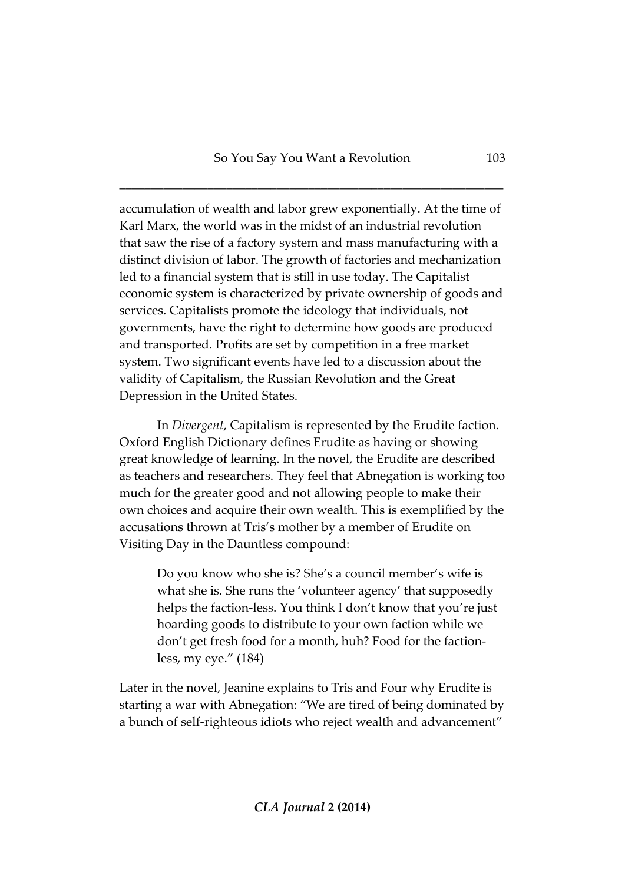accumulation of wealth and labor grew exponentially. At the time of Karl Marx, the world was in the midst of an industrial revolution that saw the rise of a factory system and mass manufacturing with a distinct division of labor. The growth of factories and mechanization led to a financial system that is still in use today. The Capitalist economic system is characterized by private ownership of goods and services. Capitalists promote the ideology that individuals, not governments, have the right to determine how goods are produced and transported. Profits are set by competition in a free market system. Two significant events have led to a discussion about the validity of Capitalism, the Russian Revolution and the Great Depression in the United States.

In *Divergent*, Capitalism is represented by the Erudite faction. Oxford English Dictionary defines Erudite as having or showing great knowledge of learning. In the novel, the Erudite are described as teachers and researchers. They feel that Abnegation is working too much for the greater good and not allowing people to make their own choices and acquire their own wealth. This is exemplified by the accusations thrown at Tris's mother by a member of Erudite on Visiting Day in the Dauntless compound:

> Do you know who she is? She's a council member's wife is what she is. She runs the 'volunteer agency' that supposedly helps the faction-less. You think I don't know that you're just hoarding goods to distribute to your own faction while we don't get fresh food for a month, huh? Food for the faction-less, my eye." (184)

Later in the novel, Jeanine explains to Tris and Four why Erudite is starting a war with Abnegation: "We are tired of being dominated by a bunch of self-righteous idiots who reject wealth and advancement"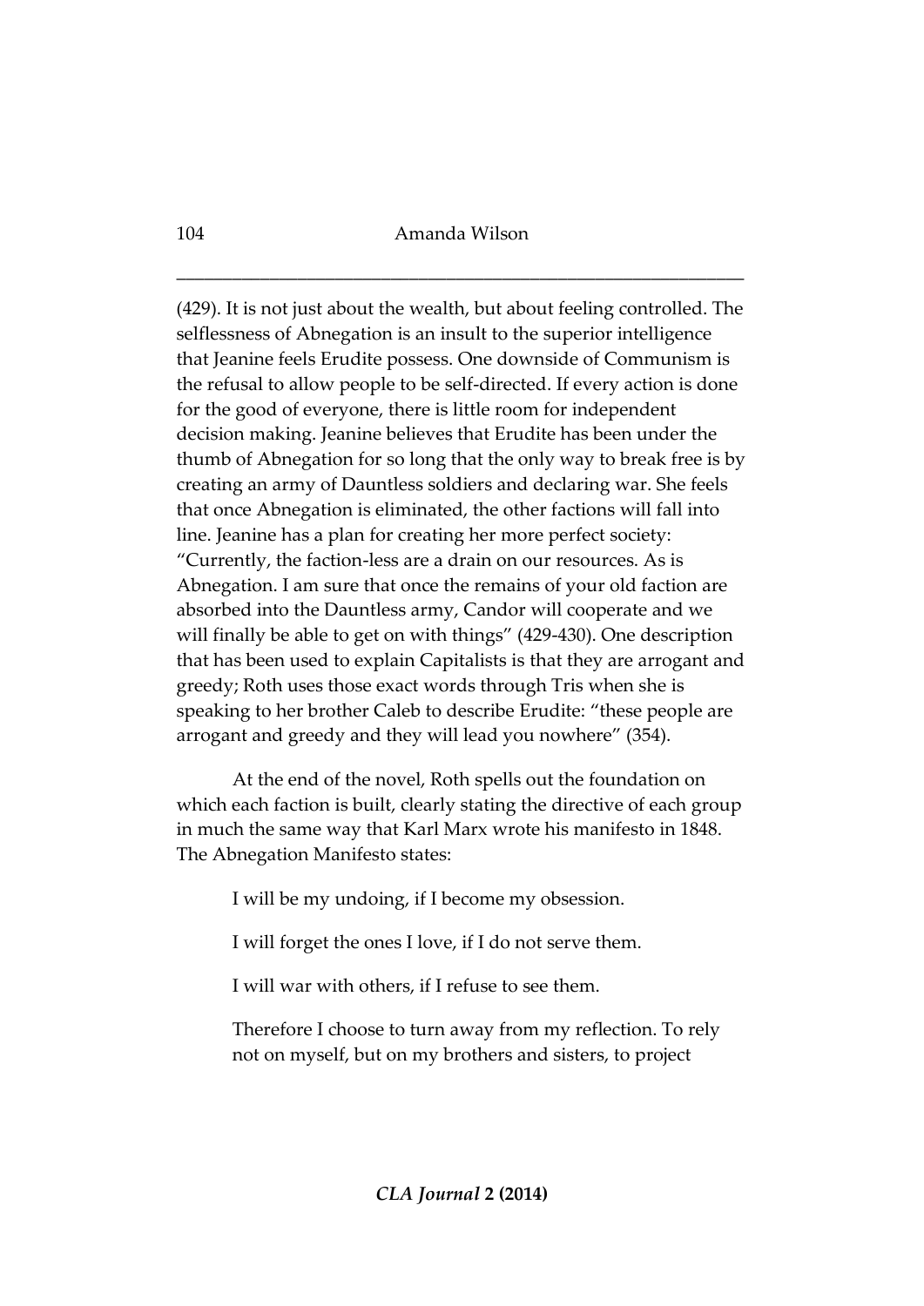(429). It is not just about the wealth, but about feeling controlled. The selflessness of Abnegation is an insult to the superior intelligence that Jeanine feels Erudite possess. One downside of Communism is the refusal to allow people to be self-directed. If every action is done for the good of everyone, there is little room for independent decision making. Jeanine believes that Erudite has been under the thumb of Abnegation for so long that the only way to break free is by creating an army of Dauntless soldiers and declaring war. She feels that once Abnegation is eliminated, the other factions will fall into line. Jeanine has a plan for creating her more perfect society: "Currently, the faction-less are a drain on our resources. As is Abnegation. I am sure that once the remains of your old faction are absorbed into the Dauntless army, Candor will cooperate and we will finally be able to get on with things" (429-430). One description that has been used to explain Capitalists is that they are arrogant and greedy; Roth uses those exact words through Tris when she is speaking to her brother Caleb to describe Erudite: "these people are arrogant and greedy and they will lead you nowhere" (354).

At the end of the novel, Roth spells out the foundation on which each faction is built, clearly stating the directive of each group in much the same way that Karl Marx wrote his manifesto in 1848. The Abnegation Manifesto states:

> I will be my undoing, if I become my obsession.
>
> I will forget the ones I love, if I do not serve them.
>
> I will war with others, if I refuse to see them.
>
> Therefore I choose to turn away from my reflection. To rely not on myself, but on my brothers and sisters, to project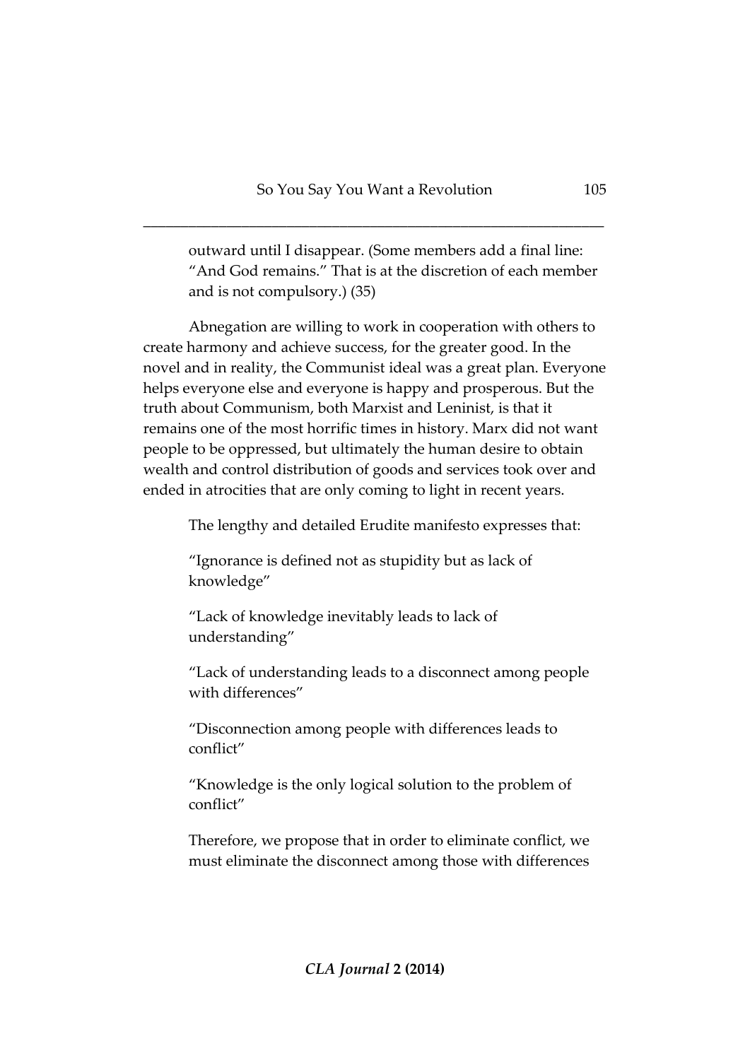> outward until I disappear. (Some members add a final line: "And God remains." That is at the discretion of each member and is not compulsory.) (35)

Abnegation are willing to work in cooperation with others to create harmony and achieve success, for the greater good. In the novel and in reality, the Communist ideal was a great plan. Everyone helps everyone else and everyone is happy and prosperous. But the truth about Communism, both Marxist and Leninist, is that it remains one of the most horrific times in history. Marx did not want people to be oppressed, but ultimately the human desire to obtain wealth and control distribution of goods and services took over and ended in atrocities that are only coming to light in recent years.

The lengthy and detailed Erudite manifesto expresses that:

> "Ignorance is defined not as stupidity but as lack of knowledge"
>
> "Lack of knowledge inevitably leads to lack of understanding"
>
> "Lack of understanding leads to a disconnect among people with differences"
>
> "Disconnection among people with differences leads to conflict"
>
> "Knowledge is the only logical solution to the problem of conflict"
>
> Therefore, we propose that in order to eliminate conflict, we must eliminate the disconnect among those with differences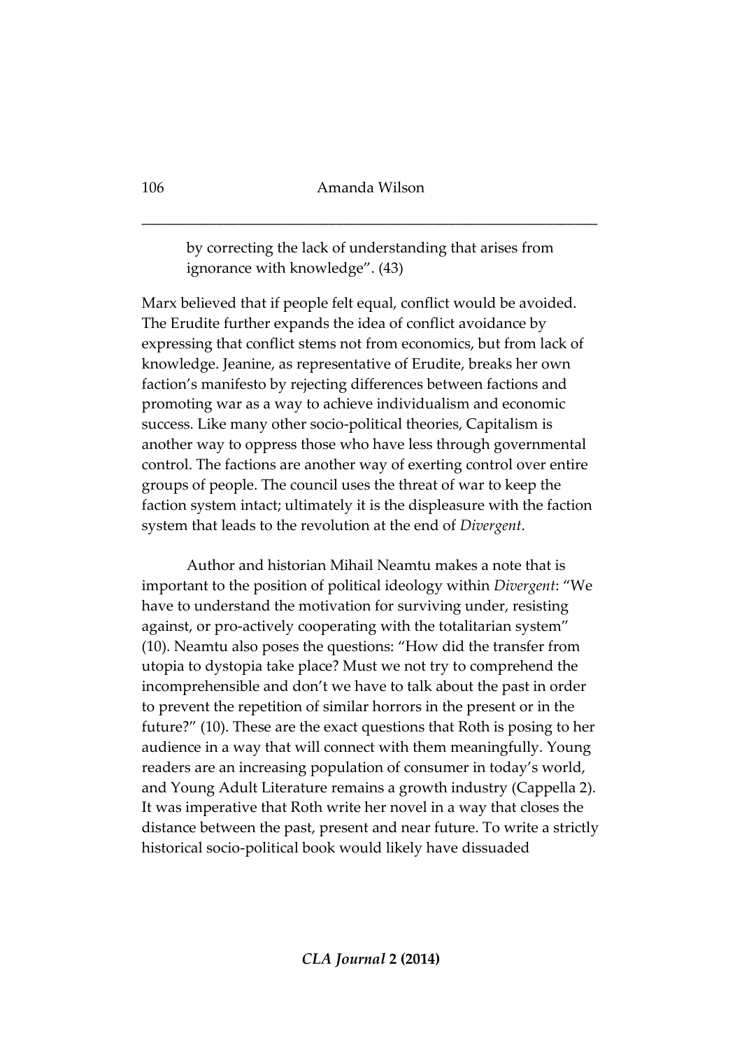by correcting the lack of understanding that arises from ignorance with knowledge". (43)

Marx believed that if people felt equal, conflict would be avoided. The Erudite further expands the idea of conflict avoidance by expressing that conflict stems not from economics, but from lack of knowledge. Jeanine, as representative of Erudite, breaks her own faction's manifesto by rejecting differences between factions and promoting war as a way to achieve individualism and economic success. Like many other socio-political theories, Capitalism is another way to oppress those who have less through governmental control. The factions are another way of exerting control over entire groups of people. The council uses the threat of war to keep the faction system intact; ultimately it is the displeasure with the faction system that leads to the revolution at the end of *Divergent*.

Author and historian Mihail Neamtu makes a note that is important to the position of political ideology within *Divergent*: "We have to understand the motivation for surviving under, resisting against, or pro-actively cooperating with the totalitarian system" (10). Neamtu also poses the questions: "How did the transfer from utopia to dystopia take place? Must we not try to comprehend the incomprehensible and don't we have to talk about the past in order to prevent the repetition of similar horrors in the present or in the future?" (10). These are the exact questions that Roth is posing to her audience in a way that will connect with them meaningfully. Young readers are an increasing population of consumer in today's world, and Young Adult Literature remains a growth industry (Cappella 2). It was imperative that Roth write her novel in a way that closes the distance between the past, present and near future. To write a strictly historical socio-political book would likely have dissuaded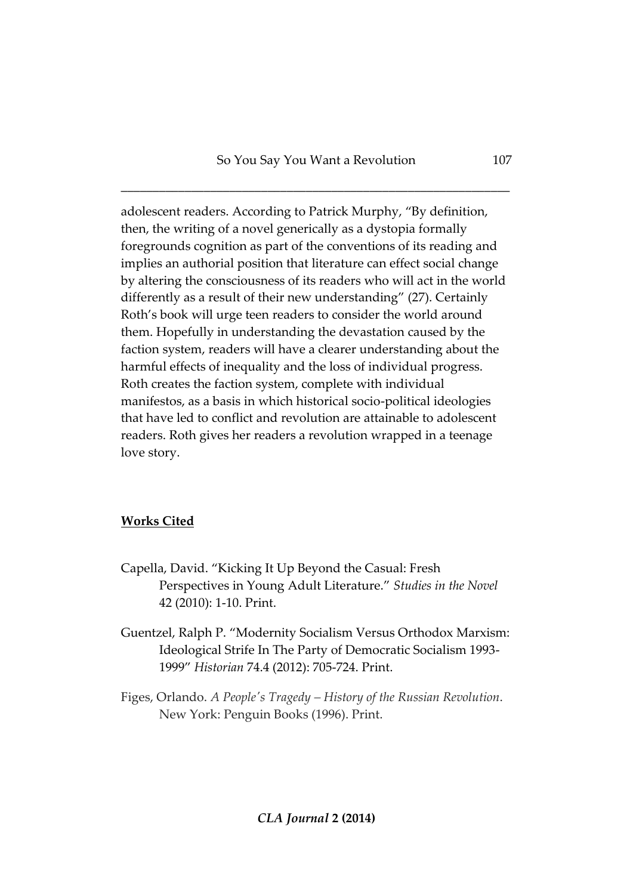adolescent readers. According to Patrick Murphy, "By definition, then, the writing of a novel generically as a dystopia formally foregrounds cognition as part of the conventions of its reading and implies an authorial position that literature can effect social change by altering the consciousness of its readers who will act in the world differently as a result of their new understanding" (27). Certainly Roth's book will urge teen readers to consider the world around them. Hopefully in understanding the devastation caused by the faction system, readers will have a clearer understanding about the harmful effects of inequality and the loss of individual progress. Roth creates the faction system, complete with individual manifestos, as a basis in which historical socio-political ideologies that have led to conflict and revolution are attainable to adolescent readers. Roth gives her readers a revolution wrapped in a teenage love story.

## **Works Cited**

Capella, David. "Kicking It Up Beyond the Casual: Fresh Perspectives in Young Adult Literature." *Studies in the Novel* 42 (2010): 1-10. Print.

Guentzel, Ralph P. "Modernity Socialism Versus Orthodox Marxism: Ideological Strife In The Party of Democratic Socialism 1993-1999" *Historian* 74.4 (2012): 705-724. Print.

Figes, Orlando. *A People's Tragedy – History of the Russian Revolution*. New York: Penguin Books (1996). Print.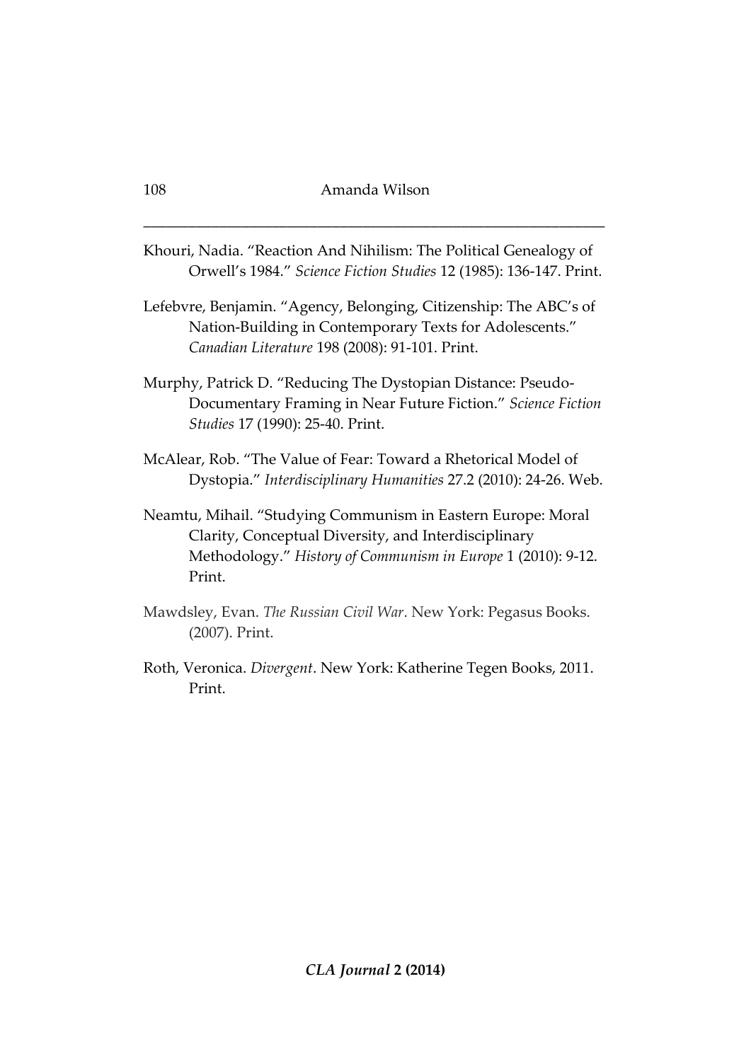Khouri, Nadia. "Reaction And Nihilism: The Political Genealogy of Orwell's 1984." *Science Fiction Studies* 12 (1985): 136-147. Print.

Lefebvre, Benjamin. "Agency, Belonging, Citizenship: The ABC's of Nation-Building in Contemporary Texts for Adolescents." *Canadian Literature* 198 (2008): 91-101. Print.

Murphy, Patrick D. "Reducing The Dystopian Distance: Pseudo-Documentary Framing in Near Future Fiction." *Science Fiction Studies* 17 (1990): 25-40. Print.

McAlear, Rob. "The Value of Fear: Toward a Rhetorical Model of Dystopia." *Interdisciplinary Humanities* 27.2 (2010): 24-26. Web.

Neamtu, Mihail. "Studying Communism in Eastern Europe: Moral Clarity, Conceptual Diversity, and Interdisciplinary Methodology." *History of Communism in Europe* 1 (2010): 9-12. Print.

Mawdsley, Evan. *The Russian Civil War*. New York: Pegasus Books. (2007). Print.

Roth, Veronica. *Divergent*. New York: Katherine Tegen Books, 2011. Print.